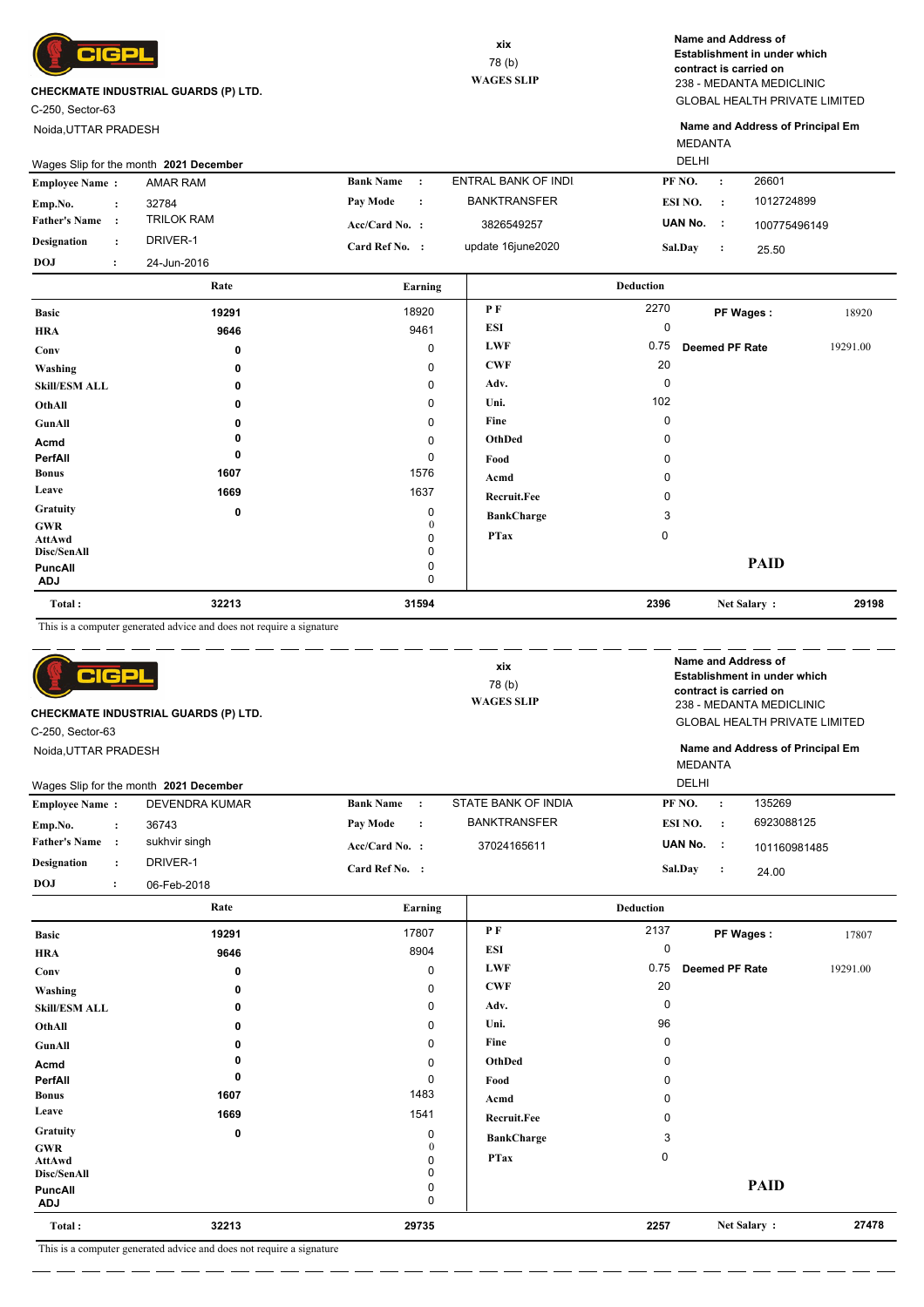CIGPL

**CHECKMATE INDUSTRIAL GUARDS (P) LTD.**

C-250, Sector-63

Noida,UTTAR PRADESH

xix

78 (b)

**WAGES SLIP**

**Name and Address of Establishment in under which contract is carried on**

238 - MEDANTA MEDICLINIC

GLOBAL HEALTH PRIVATE LIMITED

**Name and Address of Principal Em**

MEDANTA

DELHI

Wages Slip for the month **2021 December**

| | | | | | |
|---|---|---|---|---|---|
| **Employee Name :** | AMAR RAM | **Bank Name :** | ENTRAL BANK OF INDI | **PF NO. :** | 26601 |
| **Emp.No. :** | 32784 | **Pay Mode :** | BANKTRANSFER | **ESI NO. :** | 1012724899 |
| **Father's Name :** | TRILOK RAM | **Acc/Card No. :** | 3826549257 | **UAN No. :** | 100775496149 |
| **Designation :** | DRIVER-1 | **Card Ref No. :** | update 16june2020 | **Sal.Day :** | 25.50 |
| **DOJ :** | 24-Jun-2016 | | | | |

| | Rate | Earning | Deduction | | | |
|---|---|---|---|---|---|---|
| **Basic** | 19291 | 18920 | **P F** | 2270 | **PF Wages :** | 18920 |
| **HRA** | 9646 | 9461 | **ESI** | 0 | | |
| **Conv** | 0 | 0 | **LWF** | 0.75 | **Deemed PF Rate** | 19291.00 |
| **Washing** | 0 | 0 | **CWF** | 20 | | |
| **Skill/ESM ALL** | 0 | 0 | **Adv.** | 0 | | |
| **OthAll** | 0 | 0 | **Uni.** | 102 | | |
| **GunAll** | 0 | 0 | **Fine** | 0 | | |
| **Acmd** | 0 | 0 | **OthDed** | 0 | | |
| **PerfAll** | 0 | 0 | **Food** | 0 | | |
| **Bonus** | 1607 | 1576 | **Acmd** | 0 | | |
| **Leave** | 1669 | 1637 | **Recruit.Fee** | 0 | | |
| **Gratuity** | 0 | 0 | **BankCharge** | 3 | | |
| **GWR** | | 0 | **PTax** | 0 | | |
| **AttAwd** | | 0 | | | | |
| **Disc/SenAll** | | 0 | | | | |
| **PuncAll** | | 0 | | | **PAID** | |
| **ADJ** | | 0 | | | | |
| **Total :** | 32213 | 31594 | | 2396 | **Net Salary :** | 29198 |

This is a computer generated advice and does not require a signature

---

CIGPL

**CHECKMATE INDUSTRIAL GUARDS (P) LTD.**

C-250, Sector-63

Noida,UTTAR PRADESH

xix

78 (b)

**WAGES SLIP**

**Name and Address of Establishment in under which contract is carried on**

238 - MEDANTA MEDICLINIC

GLOBAL HEALTH PRIVATE LIMITED

**Name and Address of Principal Em**

MEDANTA

DELHI

Wages Slip for the month **2021 December**

| | | | | | |
|---|---|---|---|---|---|
| **Employee Name :** | DEVENDRA KUMAR | **Bank Name :** | STATE BANK OF INDIA | **PF NO. :** | 135269 |
| **Emp.No. :** | 36743 | **Pay Mode :** | BANKTRANSFER | **ESI NO. :** | 6923088125 |
| **Father's Name :** | sukhvir singh | **Acc/Card No. :** | 37024165611 | **UAN No. :** | 101160981485 |
| **Designation :** | DRIVER-1 | **Card Ref No. :** | | **Sal.Day :** | 24.00 |
| **DOJ :** | 06-Feb-2018 | | | | |

| | Rate | Earning | Deduction | | | |
|---|---|---|---|---|---|---|
| **Basic** | 19291 | 17807 | **P F** | 2137 | **PF Wages :** | 17807 |
| **HRA** | 9646 | 8904 | **ESI** | 0 | | |
| **Conv** | 0 | 0 | **LWF** | 0.75 | **Deemed PF Rate** | 19291.00 |
| **Washing** | 0 | 0 | **CWF** | 20 | | |
| **Skill/ESM ALL** | 0 | 0 | **Adv.** | 0 | | |
| **OthAll** | 0 | 0 | **Uni.** | 96 | | |
| **GunAll** | 0 | 0 | **Fine** | 0 | | |
| **Acmd** | 0 | 0 | **OthDed** | 0 | | |
| **PerfAll** | 0 | 0 | **Food** | 0 | | |
| **Bonus** | 1607 | 1483 | **Acmd** | 0 | | |
| **Leave** | 1669 | 1541 | **Recruit.Fee** | 0 | | |
| **Gratuity** | 0 | 0 | **BankCharge** | 3 | | |
| **GWR** | | 0 | **PTax** | 0 | | |
| **AttAwd** | | 0 | | | | |
| **Disc/SenAll** | | 0 | | | | |
| **PuncAll** | | 0 | | | **PAID** | |
| **ADJ** | | 0 | | | | |
| **Total :** | 32213 | 29735 | | 2257 | **Net Salary :** | 27478 |

This is a computer generated advice and does not require a signature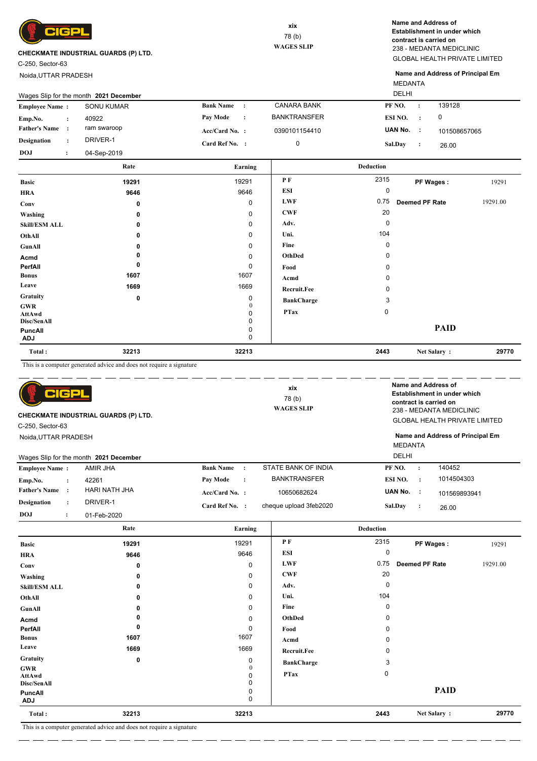**CIGPL**

**CHECKMATE INDUSTRIAL GUARDS (P) LTD.**
C-250, Sector-63
Noida,UTTAR PRADESH

xix
78 (b)
**WAGES SLIP**

**Name and Address of Establishment in under which contract is carried on**
238 - MEDANTA MEDICLINIC
GLOBAL HEALTH PRIVATE LIMITED

**Name and Address of Principal Em**
MEDANTA
DELHI

Wages Slip for the month **2021 December**

| | | | | | |
|---|---|---|---|---|---|
| **Employee Name :** | SONU KUMAR | **Bank Name :** | CANARA BANK | **PF NO. :** | 139128 |
| **Emp.No. :** | 40922 | **Pay Mode :** | BANKTRANSFER | **ESI NO. :** | 0 |
| **Father's Name :** | ram swaroop | **Acc/Card No. :** | 0390101154410 | **UAN No. :** | 101508657065 |
| **Designation :** | DRIVER-1 | **Card Ref No. :** | 0 | **Sal.Day :** | 26.00 |
| **DOJ :** | 04-Sep-2019 | | | | |

| | Rate | Earning | Deduction | | | |
|---|---|---|---|---|---|---|
| **Basic** | 19291 | 19291 | **P F** | 2315 | **PF Wages :** | 19291 |
| **HRA** | 9646 | 9646 | **ESI** | 0 | | |
| **Conv** | 0 | 0 | **LWF** | 0.75 | **Deemed PF Rate** | 19291.00 |
| **Washing** | 0 | 0 | **CWF** | 20 | | |
| **Skill/ESM ALL** | 0 | 0 | **Adv.** | 0 | | |
| **OthAll** | 0 | 0 | **Uni.** | 104 | | |
| **GunAll** | 0 | 0 | **Fine** | 0 | | |
| **Acmd** | 0 | 0 | **OthDed** | 0 | | |
| **PerfAll** | 0 | 0 | **Food** | 0 | | |
| **Bonus** | 1607 | 1607 | **Acmd** | 0 | | |
| **Leave** | 1669 | 1669 | **Recruit.Fee** | 0 | | |
| **Gratuity** | 0 | 0 | **BankCharge** | 3 | | |
| **GWR** | | 0 | **PTax** | 0 | | |
| **AttAwd** | | 0 | | | | |
| **Disc/SenAll** | | 0 | | | | |
| **PuncAll** | | 0 | | | **PAID** | |
| **ADJ** | | 0 | | | | |
| **Total :** | **32213** | **32213** | | **2443** | **Net Salary :** | **29770** |

This is a computer generated advice and does not require a signature

---

**CIGPL**

**CHECKMATE INDUSTRIAL GUARDS (P) LTD.**
C-250, Sector-63
Noida,UTTAR PRADESH

xix
78 (b)
**WAGES SLIP**

**Name and Address of Establishment in under which contract is carried on**
238 - MEDANTA MEDICLINIC
GLOBAL HEALTH PRIVATE LIMITED

**Name and Address of Principal Em**
MEDANTA
DELHI

Wages Slip for the month **2021 December**

| | | | | | |
|---|---|---|---|---|---|
| **Employee Name :** | AMIR JHA | **Bank Name :** | STATE BANK OF INDIA | **PF NO. :** | 140452 |
| **Emp.No. :** | 42261 | **Pay Mode :** | BANKTRANSFER | **ESI NO. :** | 1014504303 |
| **Father's Name :** | HARI NATH JHA | **Acc/Card No. :** | 10650682624 | **UAN No. :** | 101569893941 |
| **Designation :** | DRIVER-1 | **Card Ref No. :** | cheque upload 3feb2020 | **Sal.Day :** | 26.00 |
| **DOJ :** | 01-Feb-2020 | | | | |

| | Rate | Earning | Deduction | | | |
|---|---|---|---|---|---|---|
| **Basic** | 19291 | 19291 | **P F** | 2315 | **PF Wages :** | 19291 |
| **HRA** | 9646 | 9646 | **ESI** | 0 | | |
| **Conv** | 0 | 0 | **LWF** | 0.75 | **Deemed PF Rate** | 19291.00 |
| **Washing** | 0 | 0 | **CWF** | 20 | | |
| **Skill/ESM ALL** | 0 | 0 | **Adv.** | 0 | | |
| **OthAll** | 0 | 0 | **Uni.** | 104 | | |
| **GunAll** | 0 | 0 | **Fine** | 0 | | |
| **Acmd** | 0 | 0 | **OthDed** | 0 | | |
| **PerfAll** | 0 | 0 | **Food** | 0 | | |
| **Bonus** | 1607 | 1607 | **Acmd** | 0 | | |
| **Leave** | 1669 | 1669 | **Recruit.Fee** | 0 | | |
| **Gratuity** | 0 | 0 | **BankCharge** | 3 | | |
| **GWR** | | 0 | **PTax** | 0 | | |
| **AttAwd** | | 0 | | | | |
| **Disc/SenAll** | | 0 | | | | |
| **PuncAll** | | 0 | | | **PAID** | |
| **ADJ** | | 0 | | | | |
| **Total :** | **32213** | **32213** | | **2443** | **Net Salary :** | **29770** |

This is a computer generated advice and does not require a signature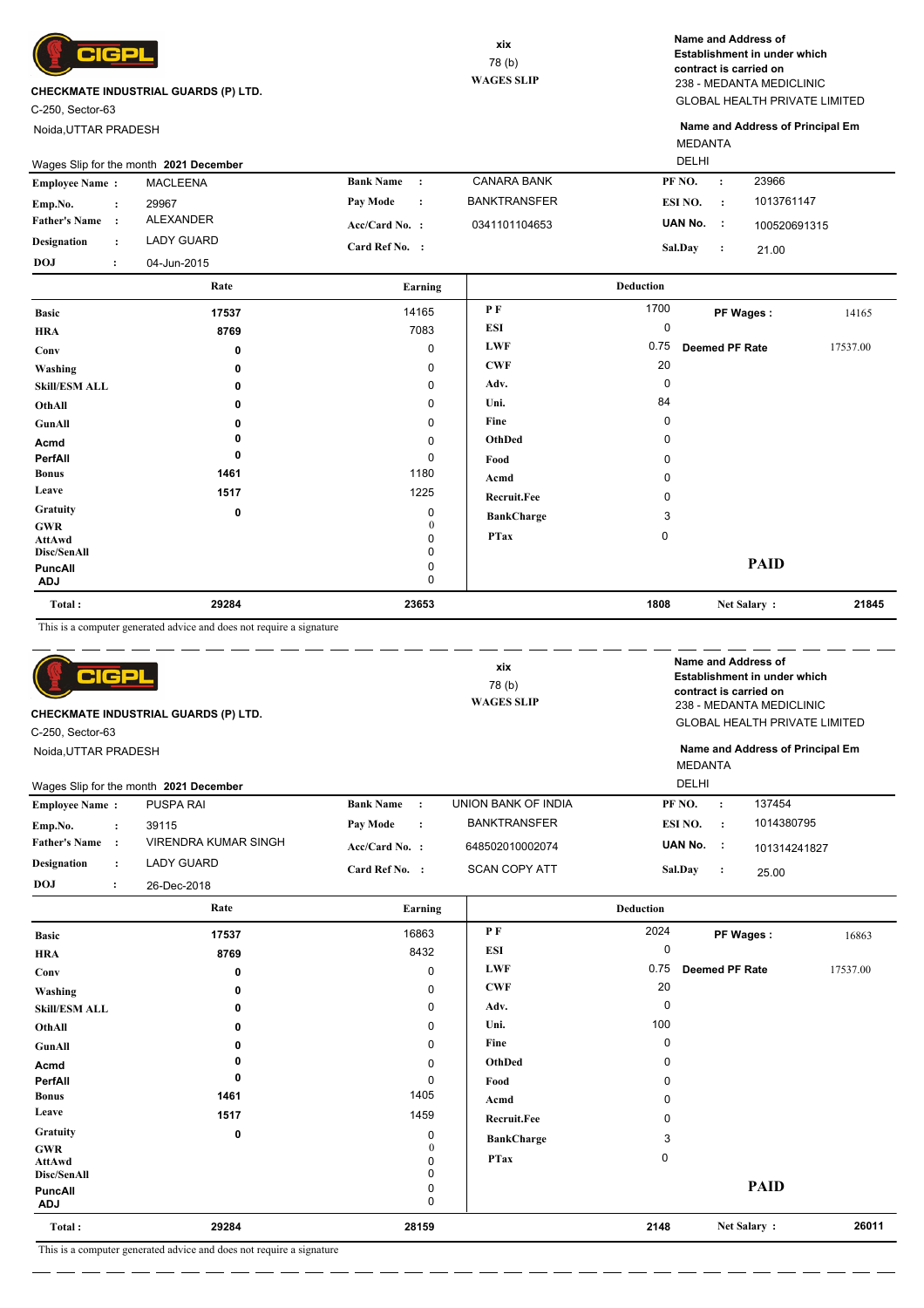**CIGPL**

**CHECKMATE INDUSTRIAL GUARDS (P) LTD.**

C-250, Sector-63

Noida,UTTAR PRADESH

xix

78 (b)

**WAGES SLIP**

**Name and Address of Establishment in under which contract is carried on**

238 - MEDANTA MEDICLINIC

GLOBAL HEALTH PRIVATE LIMITED

**Name and Address of Principal Em**

MEDANTA

DELHI

Wages Slip for the month **2021 December**

| | | | | | |
|---|---|---|---|---|---|
| **Employee Name :** | MACLEENA | **Bank Name :** | CANARA BANK | **PF NO. :** | 23966 |
| **Emp.No. :** | 29967 | **Pay Mode :** | BANKTRANSFER | **ESI NO. :** | 1013761147 |
| **Father's Name :** | ALEXANDER | **Acc/Card No. :** | 0341101104653 | **UAN No. :** | 100520691315 |
| **Designation :** | LADY GUARD | **Card Ref No. :** | | **Sal.Day :** | 21.00 |
| **DOJ :** | 04-Jun-2015 | | | | |

| | Rate | Earning | Deduction | | | |
|---|---|---|---|---|---|---|
| **Basic** | 17537 | 14165 | **P F** | 1700 | **PF Wages :** | 14165 |
| **HRA** | 8769 | 7083 | **ESI** | 0 | | |
| **Conv** | 0 | 0 | **LWF** | 0.75 | **Deemed PF Rate** | 17537.00 |
| **Washing** | 0 | 0 | **CWF** | 20 | | |
| **Skill/ESM ALL** | 0 | 0 | **Adv.** | 0 | | |
| **OthAll** | 0 | 0 | **Uni.** | 84 | | |
| **GunAll** | 0 | 0 | **Fine** | 0 | | |
| **Acmd** | 0 | 0 | **OthDed** | 0 | | |
| **PerfAll** | 0 | 0 | **Food** | 0 | | |
| **Bonus** | 1461 | 1180 | **Acmd** | 0 | | |
| **Leave** | 1517 | 1225 | **Recruit.Fee** | 0 | | |
| **Gratuity** | 0 | 0 | **BankCharge** | 3 | | |
| **GWR** | | 0 | **PTax** | 0 | | |
| **AttAwd** | | 0 | | | | |
| **Disc/SenAll** | | 0 | | | | |
| **PuncAll** | | 0 | | | **PAID** | |
| **ADJ** | | 0 | | | | |
| **Total :** | **29284** | **23653** | | **1808** | **Net Salary :** | **21845** |

This is a computer generated advice and does not require a signature

---

**CIGPL**

**CHECKMATE INDUSTRIAL GUARDS (P) LTD.**

C-250, Sector-63

Noida,UTTAR PRADESH

xix

78 (b)

**WAGES SLIP**

**Name and Address of Establishment in under which contract is carried on**

238 - MEDANTA MEDICLINIC

GLOBAL HEALTH PRIVATE LIMITED

**Name and Address of Principal Em**

MEDANTA

DELHI

Wages Slip for the month **2021 December**

| | | | | | |
|---|---|---|---|---|---|
| **Employee Name :** | PUSPA RAI | **Bank Name :** | UNION BANK OF INDIA | **PF NO. :** | 137454 |
| **Emp.No. :** | 39115 | **Pay Mode :** | BANKTRANSFER | **ESI NO. :** | 1014380795 |
| **Father's Name :** | VIRENDRA KUMAR SINGH | **Acc/Card No. :** | 648502010002074 | **UAN No. :** | 101314241827 |
| **Designation :** | LADY GUARD | **Card Ref No. :** | SCAN COPY ATT | **Sal.Day :** | 25.00 |
| **DOJ :** | 26-Dec-2018 | | | | |

| | Rate | Earning | Deduction | | | |
|---|---|---|---|---|---|---|
| **Basic** | 17537 | 16863 | **P F** | 2024 | **PF Wages :** | 16863 |
| **HRA** | 8769 | 8432 | **ESI** | 0 | | |
| **Conv** | 0 | 0 | **LWF** | 0.75 | **Deemed PF Rate** | 17537.00 |
| **Washing** | 0 | 0 | **CWF** | 20 | | |
| **Skill/ESM ALL** | 0 | 0 | **Adv.** | 0 | | |
| **OthAll** | 0 | 0 | **Uni.** | 100 | | |
| **GunAll** | 0 | 0 | **Fine** | 0 | | |
| **Acmd** | 0 | 0 | **OthDed** | 0 | | |
| **PerfAll** | 0 | 0 | **Food** | 0 | | |
| **Bonus** | 1461 | 1405 | **Acmd** | 0 | | |
| **Leave** | 1517 | 1459 | **Recruit.Fee** | 0 | | |
| **Gratuity** | 0 | 0 | **BankCharge** | 3 | | |
| **GWR** | | 0 | **PTax** | 0 | | |
| **AttAwd** | | 0 | | | | |
| **Disc/SenAll** | | 0 | | | | |
| **PuncAll** | | 0 | | | **PAID** | |
| **ADJ** | | 0 | | | | |
| **Total :** | **29284** | **28159** | | **2148** | **Net Salary :** | **26011** |

This is a computer generated advice and does not require a signature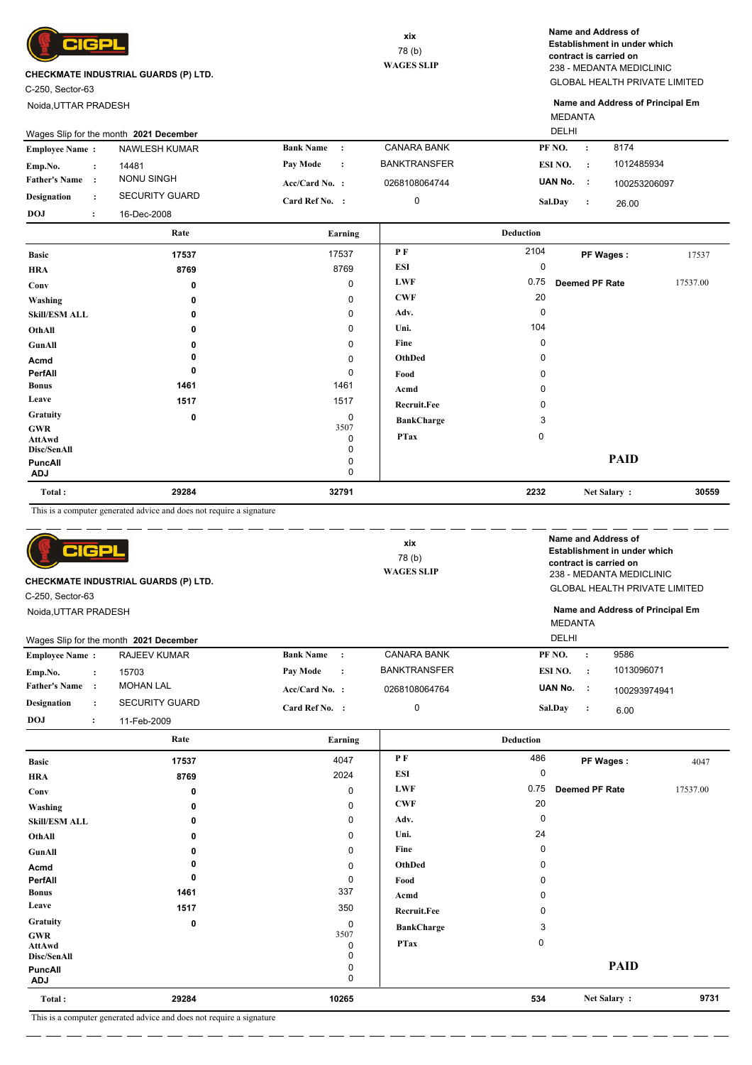CIGPL

**CHECKMATE INDUSTRIAL GUARDS (P) LTD.**

C-250, Sector-63

Noida,UTTAR PRADESH

xix

78 (b)

**WAGES SLIP**

**Name and Address of Establishment in under which contract is carried on**

238 - MEDANTA MEDICLINIC

GLOBAL HEALTH PRIVATE LIMITED

**Name and Address of Principal Em**

MEDANTA

DELHI

Wages Slip for the month **2021 December**

| | | | | | |
|---|---|---|---|---|---|
| **Employee Name :** | NAWLESH KUMAR | **Bank Name :** | CANARA BANK | **PF NO. :** | 8174 |
| **Emp.No. :** | 14481 | **Pay Mode :** | BANKTRANSFER | **ESI NO. :** | 1012485934 |
| **Father's Name :** | NONU SINGH | **Acc/Card No. :** | 0268108064744 | **UAN No. :** | 100253206097 |
| **Designation :** | SECURITY GUARD | **Card Ref No. :** | 0 | **Sal.Day :** | 26.00 |
| **DOJ :** | 16-Dec-2008 | | | | |

| | Rate | Earning | Deduction | | | |
|---|---|---|---|---|---|---|
| **Basic** | 17537 | 17537 | **P F** | 2104 | **PF Wages :** | 17537 |
| **HRA** | 8769 | 8769 | **ESI** | 0 | | |
| **Conv** | 0 | 0 | **LWF** | 0.75 | **Deemed PF Rate** | 17537.00 |
| **Washing** | 0 | 0 | **CWF** | 20 | | |
| **Skill/ESM ALL** | 0 | 0 | **Adv.** | 0 | | |
| **OthAll** | 0 | 0 | **Uni.** | 104 | | |
| **GunAll** | 0 | 0 | **Fine** | 0 | | |
| **Acmd** | 0 | 0 | **OthDed** | 0 | | |
| **PerfAll** | 0 | 0 | **Food** | 0 | | |
| **Bonus** | 1461 | 1461 | **Acmd** | 0 | | |
| **Leave** | 1517 | 1517 | **Recruit.Fee** | 0 | | |
| **Gratuity** | 0 | 0 | **BankCharge** | 3 | | |
| **GWR** | | 3507 | **PTax** | 0 | | |
| **AttAwd** | | 0 | | | | |
| **Disc/SenAll** | | 0 | | | | |
| **PuncAll** | | 0 | | | **PAID** | |
| **ADJ** | | 0 | | | | |
| **Total :** | 29284 | 32791 | | 2232 | **Net Salary :** | 30559 |

This is a computer generated advice and does not require a signature

---

CIGPL

**CHECKMATE INDUSTRIAL GUARDS (P) LTD.**

C-250, Sector-63

Noida,UTTAR PRADESH

xix

78 (b)

**WAGES SLIP**

**Name and Address of Establishment in under which contract is carried on**

238 - MEDANTA MEDICLINIC

GLOBAL HEALTH PRIVATE LIMITED

**Name and Address of Principal Em**

MEDANTA

DELHI

Wages Slip for the month **2021 December**

| | | | | | |
|---|---|---|---|---|---|
| **Employee Name :** | RAJEEV KUMAR | **Bank Name :** | CANARA BANK | **PF NO. :** | 9586 |
| **Emp.No. :** | 15703 | **Pay Mode :** | BANKTRANSFER | **ESI NO. :** | 1013096071 |
| **Father's Name :** | MOHAN LAL | **Acc/Card No. :** | 0268108064764 | **UAN No. :** | 100293974941 |
| **Designation :** | SECURITY GUARD | **Card Ref No. :** | 0 | **Sal.Day :** | 6.00 |
| **DOJ :** | 11-Feb-2009 | | | | |

| | Rate | Earning | Deduction | | | |
|---|---|---|---|---|---|---|
| **Basic** | 17537 | 4047 | **P F** | 486 | **PF Wages :** | 4047 |
| **HRA** | 8769 | 2024 | **ESI** | 0 | | |
| **Conv** | 0 | 0 | **LWF** | 0.75 | **Deemed PF Rate** | 17537.00 |
| **Washing** | 0 | 0 | **CWF** | 20 | | |
| **Skill/ESM ALL** | 0 | 0 | **Adv.** | 0 | | |
| **OthAll** | 0 | 0 | **Uni.** | 24 | | |
| **GunAll** | 0 | 0 | **Fine** | 0 | | |
| **Acmd** | 0 | 0 | **OthDed** | 0 | | |
| **PerfAll** | 0 | 0 | **Food** | 0 | | |
| **Bonus** | 1461 | 337 | **Acmd** | 0 | | |
| **Leave** | 1517 | 350 | **Recruit.Fee** | 0 | | |
| **Gratuity** | 0 | 0 | **BankCharge** | 3 | | |
| **GWR** | | 3507 | **PTax** | 0 | | |
| **AttAwd** | | 0 | | | | |
| **Disc/SenAll** | | 0 | | | | |
| **PuncAll** | | 0 | | | **PAID** | |
| **ADJ** | | 0 | | | | |
| **Total :** | 29284 | 10265 | | 534 | **Net Salary :** | 9731 |

This is a computer generated advice and does not require a signature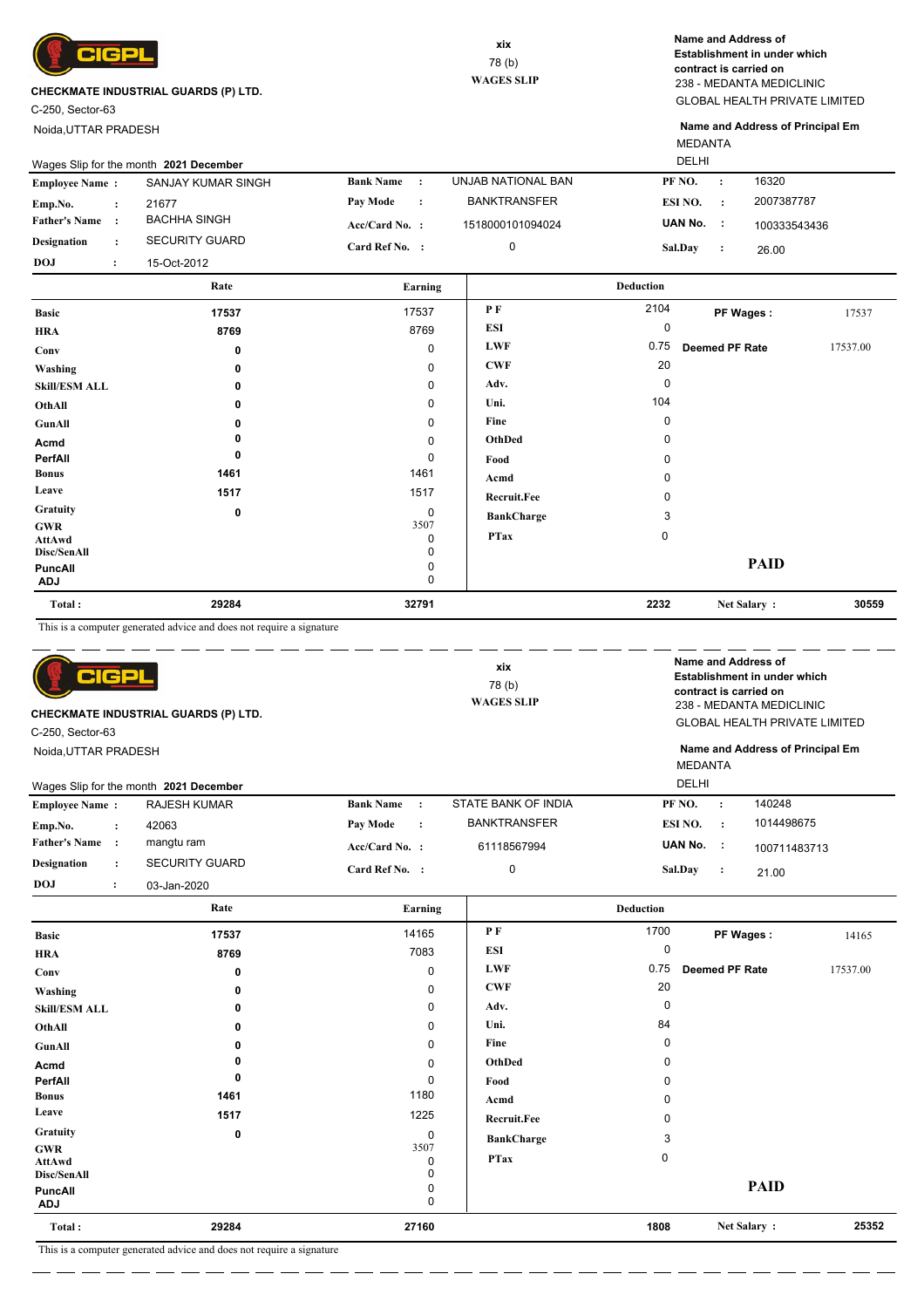**CIGPL**

**CHECKMATE INDUSTRIAL GUARDS (P) LTD.**
C-250, Sector-63
Noida,UTTAR PRADESH

xix
78 (b)
**WAGES SLIP**

**Name and Address of Establishment in under which contract is carried on**
238 - MEDANTA MEDICLINIC
GLOBAL HEALTH PRIVATE LIMITED

**Name and Address of Principal Em**
MEDANTA
DELHI

Wages Slip for the month **2021 December**

| | | | | | |
|---|---|---|---|---|---|
| **Employee Name :** | SANJAY KUMAR SINGH | **Bank Name :** | UNJAB NATIONAL BAN | **PF NO. :** | 16320 |
| **Emp.No. :** | 21677 | **Pay Mode :** | BANKTRANSFER | **ESI NO. :** | 2007387787 |
| **Father's Name :** | BACHHA SINGH | **Acc/Card No. :** | 1518000101094024 | **UAN No. :** | 100333543436 |
| **Designation :** | SECURITY GUARD | **Card Ref No. :** | 0 | **Sal.Day :** | 26.00 |
| **DOJ :** | 15-Oct-2012 | | | | |

| | Rate | Earning | Deduction | | | |
|---|---|---|---|---|---|---|
| **Basic** | 17537 | 17537 | **P F** | 2104 | **PF Wages :** | 17537 |
| **HRA** | 8769 | 8769 | **ESI** | 0 | | |
| **Conv** | 0 | 0 | **LWF** | 0.75 | **Deemed PF Rate** | 17537.00 |
| **Washing** | 0 | 0 | **CWF** | 20 | | |
| **Skill/ESM ALL** | 0 | 0 | **Adv.** | 0 | | |
| **OthAll** | 0 | 0 | **Uni.** | 104 | | |
| **GunAll** | 0 | 0 | **Fine** | 0 | | |
| **Acmd** | 0 | 0 | **OthDed** | 0 | | |
| **PerfAll** | 0 | 0 | **Food** | 0 | | |
| **Bonus** | 1461 | 1461 | **Acmd** | 0 | | |
| **Leave** | 1517 | 1517 | **Recruit.Fee** | 0 | | |
| **Gratuity** | 0 | 0 | **BankCharge** | 3 | | |
| **GWR** | | 3507 | **PTax** | 0 | | |
| **AttAwd** | | 0 | | | | |
| **Disc/SenAll** | | 0 | | | | |
| **PuncAll** | | 0 | | | **PAID** | |
| **ADJ** | | 0 | | | | |
| **Total :** | 29284 | 32791 | | 2232 | **Net Salary :** | 30559 |

This is a computer generated advice and does not require a signature

---

**CIGPL**

**CHECKMATE INDUSTRIAL GUARDS (P) LTD.**
C-250, Sector-63
Noida,UTTAR PRADESH

xix
78 (b)
**WAGES SLIP**

**Name and Address of Establishment in under which contract is carried on**
238 - MEDANTA MEDICLINIC
GLOBAL HEALTH PRIVATE LIMITED

**Name and Address of Principal Em**
MEDANTA
DELHI

Wages Slip for the month **2021 December**

| | | | | | |
|---|---|---|---|---|---|
| **Employee Name :** | RAJESH KUMAR | **Bank Name :** | STATE BANK OF INDIA | **PF NO. :** | 140248 |
| **Emp.No. :** | 42063 | **Pay Mode :** | BANKTRANSFER | **ESI NO. :** | 1014498675 |
| **Father's Name :** | mangtu ram | **Acc/Card No. :** | 61118567994 | **UAN No. :** | 100711483713 |
| **Designation :** | SECURITY GUARD | **Card Ref No. :** | 0 | **Sal.Day :** | 21.00 |
| **DOJ :** | 03-Jan-2020 | | | | |

| | Rate | Earning | Deduction | | | |
|---|---|---|---|---|---|---|
| **Basic** | 17537 | 14165 | **P F** | 1700 | **PF Wages :** | 14165 |
| **HRA** | 8769 | 7083 | **ESI** | 0 | | |
| **Conv** | 0 | 0 | **LWF** | 0.75 | **Deemed PF Rate** | 17537.00 |
| **Washing** | 0 | 0 | **CWF** | 20 | | |
| **Skill/ESM ALL** | 0 | 0 | **Adv.** | 0 | | |
| **OthAll** | 0 | 0 | **Uni.** | 84 | | |
| **GunAll** | 0 | 0 | **Fine** | 0 | | |
| **Acmd** | 0 | 0 | **OthDed** | 0 | | |
| **PerfAll** | 0 | 0 | **Food** | 0 | | |
| **Bonus** | 1461 | 1180 | **Acmd** | 0 | | |
| **Leave** | 1517 | 1225 | **Recruit.Fee** | 0 | | |
| **Gratuity** | 0 | 0 | **BankCharge** | 3 | | |
| **GWR** | | 3507 | **PTax** | 0 | | |
| **AttAwd** | | 0 | | | | |
| **Disc/SenAll** | | 0 | | | | |
| **PuncAll** | | 0 | | | **PAID** | |
| **ADJ** | | 0 | | | | |
| **Total :** | 29284 | 27160 | | 1808 | **Net Salary :** | 25352 |

This is a computer generated advice and does not require a signature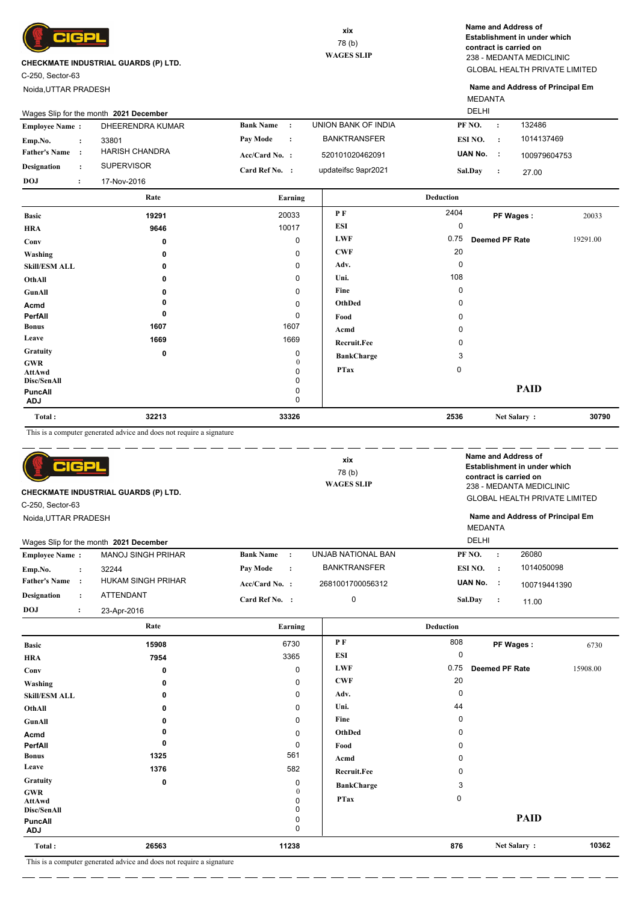**CHECKMATE INDUSTRIAL GUARDS (P) LTD.**

C-250, Sector-63

Noida,UTTAR PRADESH

xix

78 (b)

**WAGES SLIP**

**Name and Address of Establishment in under which contract is carried on**

238 - MEDANTA MEDICLINIC

GLOBAL HEALTH PRIVATE LIMITED

**Name and Address of Principal Em**

MEDANTA

DELHI

Wages Slip for the month **2021 December**

| | | | | | |
|---|---|---|---|---|---|
| **Employee Name :** | DHEERENDRA KUMAR | **Bank Name :** | UNION BANK OF INDIA | **PF NO. :** | 132486 |
| **Emp.No. :** | 33801 | **Pay Mode :** | BANKTRANSFER | **ESI NO. :** | 1014137469 |
| **Father's Name :** | HARISH CHANDRA | **Acc/Card No. :** | 520101020462091 | **UAN No. :** | 100979604753 |
| **Designation :** | SUPERVISOR | **Card Ref No. :** | updateifsc 9apr2021 | **Sal.Day :** | 27.00 |
| **DOJ :** | 17-Nov-2016 | | | | |

| | Rate | Earning | Deduction | | | |
|---|---|---|---|---|---|---|
| **Basic** | 19291 | 20033 | **P F** | 2404 | **PF Wages :** | 20033 |
| **HRA** | 9646 | 10017 | **ESI** | 0 | | |
| **Conv** | 0 | 0 | **LWF** | 0.75 | **Deemed PF Rate** | 19291.00 |
| **Washing** | 0 | 0 | **CWF** | 20 | | |
| **Skill/ESM ALL** | 0 | 0 | **Adv.** | 0 | | |
| **OthAll** | 0 | 0 | **Uni.** | 108 | | |
| **GunAll** | 0 | 0 | **Fine** | 0 | | |
| **Acmd** | 0 | 0 | **OthDed** | 0 | | |
| **PerfAll** | 0 | 0 | **Food** | 0 | | |
| **Bonus** | 1607 | 1607 | **Acmd** | 0 | | |
| **Leave** | 1669 | 1669 | **Recruit.Fee** | 0 | | |
| **Gratuity** | 0 | 0 | **BankCharge** | 3 | | |
| **GWR** | | 0 | **PTax** | 0 | | |
| **AttAwd** | | 0 | | | | |
| **Disc/SenAll** | | 0 | | | | |
| **PuncAll** | | 0 | | | **PAID** | |
| **ADJ** | | 0 | | | | |
| **Total :** | 32213 | 33326 | | 2536 | **Net Salary :** | 30790 |

This is a computer generated advice and does not require a signature

---

**CHECKMATE INDUSTRIAL GUARDS (P) LTD.**

C-250, Sector-63

Noida,UTTAR PRADESH

xix

78 (b)

**WAGES SLIP**

**Name and Address of Establishment in under which contract is carried on**

238 - MEDANTA MEDICLINIC

GLOBAL HEALTH PRIVATE LIMITED

**Name and Address of Principal Em**

MEDANTA

DELHI

Wages Slip for the month **2021 December**

| | | | | | |
|---|---|---|---|---|---|
| **Employee Name :** | MANOJ SINGH PRIHAR | **Bank Name :** | UNJAB NATIONAL BAN | **PF NO. :** | 26080 |
| **Emp.No. :** | 32244 | **Pay Mode :** | BANKTRANSFER | **ESI NO. :** | 1014050098 |
| **Father's Name :** | HUKAM SINGH PRIHAR | **Acc/Card No. :** | 2681001700056312 | **UAN No. :** | 100719441390 |
| **Designation :** | ATTENDANT | **Card Ref No. :** | 0 | **Sal.Day :** | 11.00 |
| **DOJ :** | 23-Apr-2016 | | | | |

| | Rate | Earning | Deduction | | | |
|---|---|---|---|---|---|---|
| **Basic** | 15908 | 6730 | **P F** | 808 | **PF Wages :** | 6730 |
| **HRA** | 7954 | 3365 | **ESI** | 0 | | |
| **Conv** | 0 | 0 | **LWF** | 0.75 | **Deemed PF Rate** | 15908.00 |
| **Washing** | 0 | 0 | **CWF** | 20 | | |
| **Skill/ESM ALL** | 0 | 0 | **Adv.** | 0 | | |
| **OthAll** | 0 | 0 | **Uni.** | 44 | | |
| **GunAll** | 0 | 0 | **Fine** | 0 | | |
| **Acmd** | 0 | 0 | **OthDed** | 0 | | |
| **PerfAll** | 0 | 0 | **Food** | 0 | | |
| **Bonus** | 1325 | 561 | **Acmd** | 0 | | |
| **Leave** | 1376 | 582 | **Recruit.Fee** | 0 | | |
| **Gratuity** | 0 | 0 | **BankCharge** | 3 | | |
| **GWR** | | 0 | **PTax** | 0 | | |
| **AttAwd** | | 0 | | | | |
| **Disc/SenAll** | | 0 | | | | |
| **PuncAll** | | 0 | | | **PAID** | |
| **ADJ** | | 0 | | | | |
| **Total :** | 26563 | 11238 | | 876 | **Net Salary :** | 10362 |

This is a computer generated advice and does not require a signature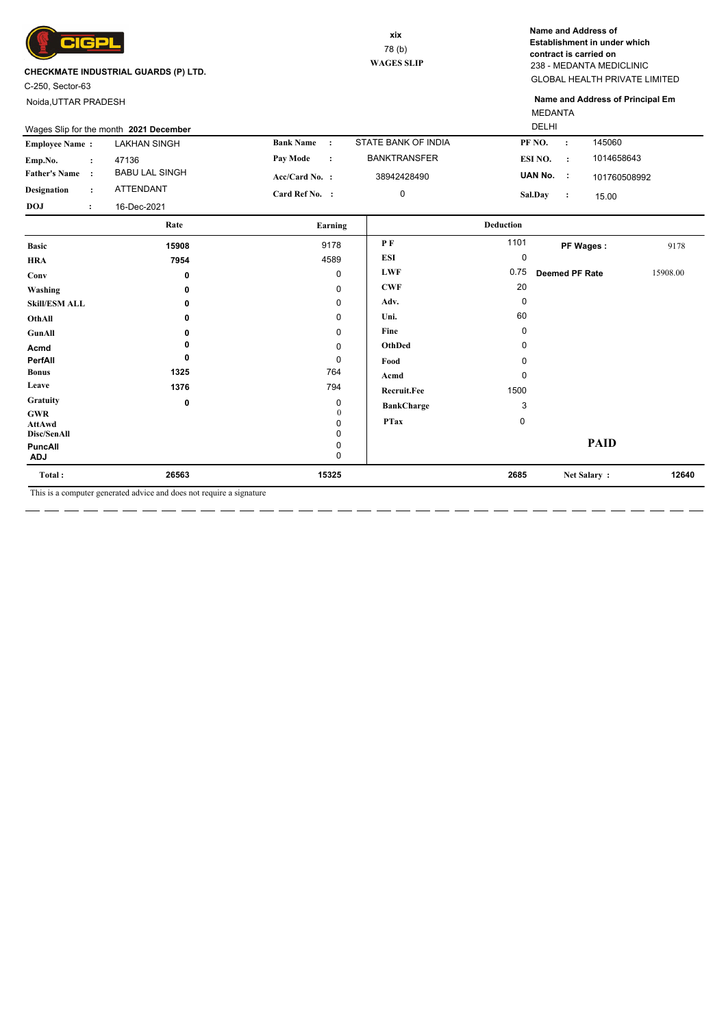**CIGPL**

**CHECKMATE INDUSTRIAL GUARDS (P) LTD.**

C-250, Sector-63

Noida,UTTAR PRADESH

Wages Slip for the month **2021 December**

xix

78 (b)

**WAGES SLIP**

**Name and Address of Establishment in under which contract is carried on**

238 - MEDANTA MEDICLINIC

GLOBAL HEALTH PRIVATE LIMITED

**Name and Address of Principal Em**

MEDANTA

DELHI

| | | | | | |
|---|---|---|---|---|---|
| **Employee Name :** | LAKHAN SINGH | **Bank Name :** | STATE BANK OF INDIA | **PF NO. :** | 145060 |
| **Emp.No. :** | 47136 | **Pay Mode :** | BANKTRANSFER | **ESI NO. :** | 1014658643 |
| **Father's Name :** | BABU LAL SINGH | **Acc/Card No. :** | 38942428490 | **UAN No. :** | 101760508992 |
| **Designation :** | ATTENDANT | **Card Ref No. :** | 0 | **Sal.Day :** | 15.00 |
| **DOJ :** | 16-Dec-2021 | | | | |

| | Rate | Earning | Deduction | | | |
|---|---|---|---|---|---|---|
| **Basic** | 15908 | 9178 | **P F** | 1101 | **PF Wages :** | 9178 |
| **HRA** | 7954 | 4589 | **ESI** | 0 | | |
| **Conv** | 0 | 0 | **LWF** | 0.75 | **Deemed PF Rate** | 15908.00 |
| **Washing** | 0 | 0 | **CWF** | 20 | | |
| **Skill/ESM ALL** | 0 | 0 | **Adv.** | 0 | | |
| **OthAll** | 0 | 0 | **Uni.** | 60 | | |
| **GunAll** | 0 | 0 | **Fine** | 0 | | |
| **Acmd** | 0 | 0 | **OthDed** | 0 | | |
| **PerfAll** | 0 | 0 | **Food** | 0 | | |
| **Bonus** | 1325 | 764 | **Acmd** | 0 | | |
| **Leave** | 1376 | 794 | **Recruit.Fee** | 1500 | | |
| **Gratuity** | 0 | 0 | **BankCharge** | 3 | | |
| **GWR** | | 0 | **PTax** | 0 | | |
| **AttAwd** | | 0 | | | | |
| **Disc/SenAll** | | 0 | | | | |
| **PuncAll** | | 0 | | | **PAID** | |
| **ADJ** | | 0 | | | | |
| **Total :** | 26563 | 15325 | | 2685 | **Net Salary :** | 12640 |

This is a computer generated advice and does not require a signature